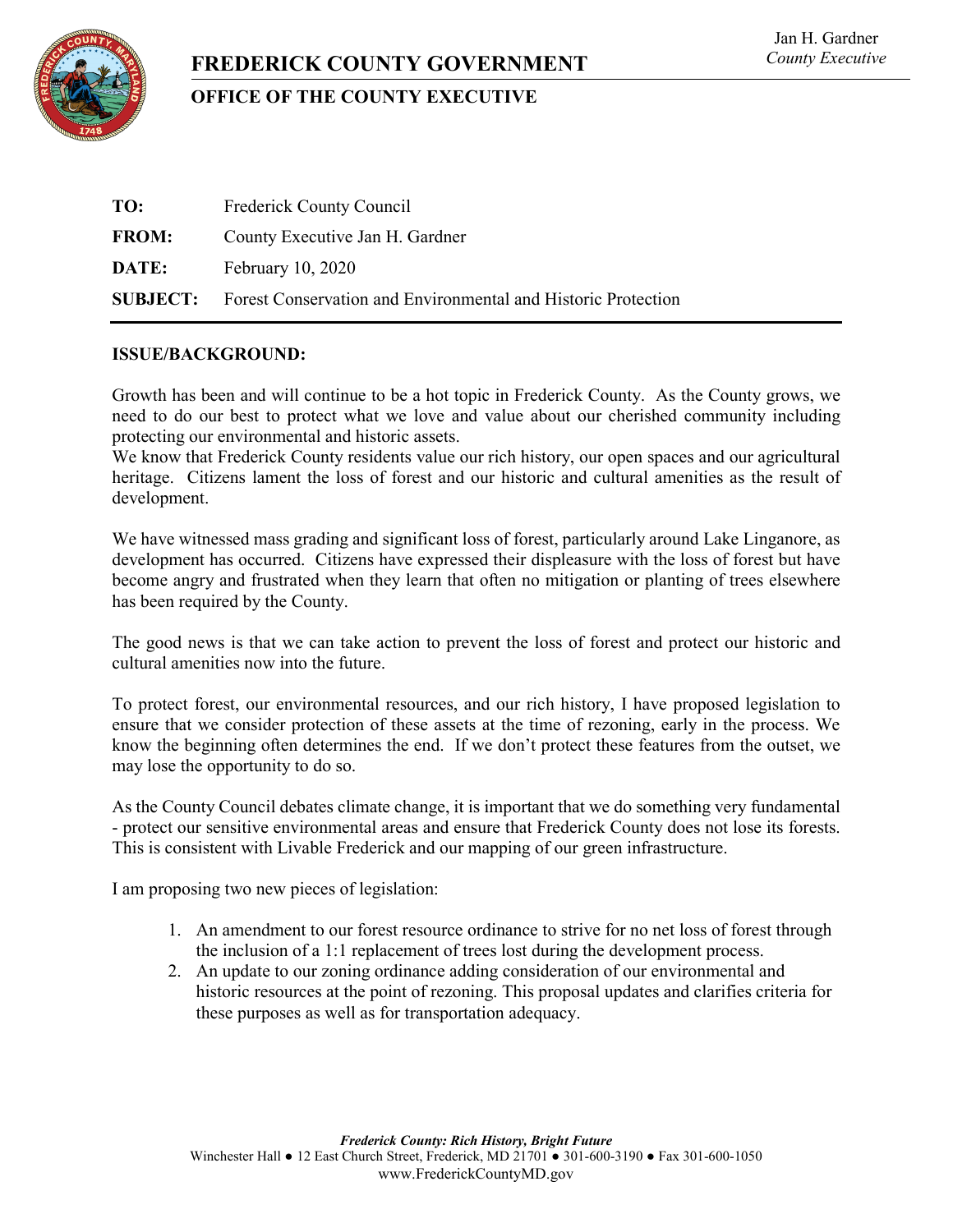# FREDERICK COUNTY GOVERNMENT

## OFFICE OF THE COUNTY EXECUTIVE

Jan H. Gardner
*County Executive*

**TO:** Frederick County Council

**FROM:** County Executive Jan H. Gardner

**DATE:** February 10, 2020

**SUBJECT:** Forest Conservation and Environmental and Historic Protection

---

**ISSUE/BACKGROUND:**

Growth has been and will continue to be a hot topic in Frederick County. As the County grows, we need to do our best to protect what we love and value about our cherished community including protecting our environmental and historic assets.
We know that Frederick County residents value our rich history, our open spaces and our agricultural heritage. Citizens lament the loss of forest and our historic and cultural amenities as the result of development.

We have witnessed mass grading and significant loss of forest, particularly around Lake Linganore, as development has occurred. Citizens have expressed their displeasure with the loss of forest but have become angry and frustrated when they learn that often no mitigation or planting of trees elsewhere has been required by the County.

The good news is that we can take action to prevent the loss of forest and protect our historic and cultural amenities now into the future.

To protect forest, our environmental resources, and our rich history, I have proposed legislation to ensure that we consider protection of these assets at the time of rezoning, early in the process. We know the beginning often determines the end. If we don't protect these features from the outset, we may lose the opportunity to do so.

As the County Council debates climate change, it is important that we do something very fundamental - protect our sensitive environmental areas and ensure that Frederick County does not lose its forests. This is consistent with Livable Frederick and our mapping of our green infrastructure.

I am proposing two new pieces of legislation:

1. An amendment to our forest resource ordinance to strive for no net loss of forest through the inclusion of a 1:1 replacement of trees lost during the development process.
2. An update to our zoning ordinance adding consideration of our environmental and historic resources at the point of rezoning. This proposal updates and clarifies criteria for these purposes as well as for transportation adequacy.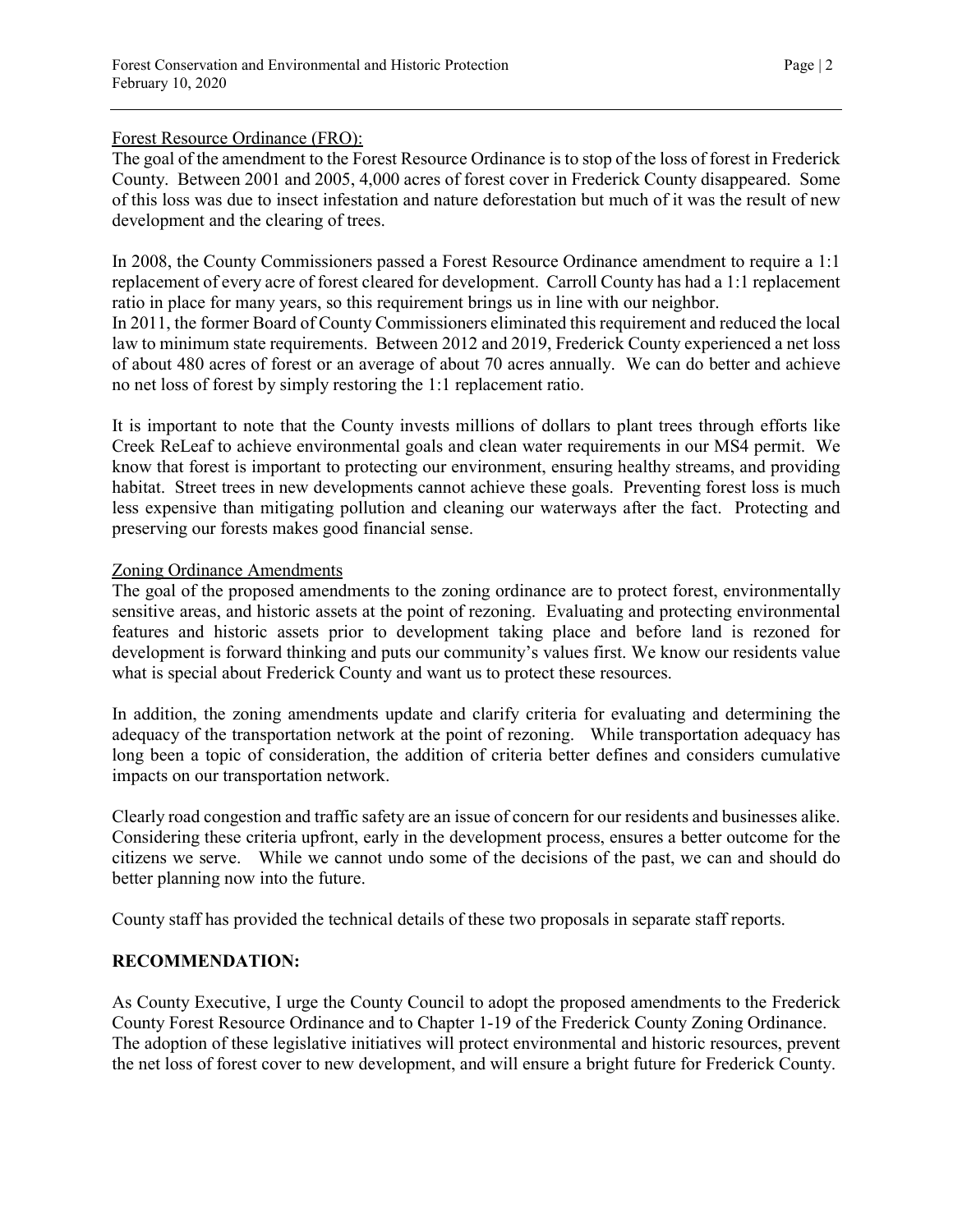Forest Resource Ordinance (FRO):

The goal of the amendment to the Forest Resource Ordinance is to stop of the loss of forest in Frederick County. Between 2001 and 2005, 4,000 acres of forest cover in Frederick County disappeared. Some of this loss was due to insect infestation and nature deforestation but much of it was the result of new development and the clearing of trees.

In 2008, the County Commissioners passed a Forest Resource Ordinance amendment to require a 1:1 replacement of every acre of forest cleared for development. Carroll County has had a 1:1 replacement ratio in place for many years, so this requirement brings us in line with our neighbor.

In 2011, the former Board of County Commissioners eliminated this requirement and reduced the local law to minimum state requirements. Between 2012 and 2019, Frederick County experienced a net loss of about 480 acres of forest or an average of about 70 acres annually. We can do better and achieve no net loss of forest by simply restoring the 1:1 replacement ratio.

It is important to note that the County invests millions of dollars to plant trees through efforts like Creek ReLeaf to achieve environmental goals and clean water requirements in our MS4 permit. We know that forest is important to protecting our environment, ensuring healthy streams, and providing habitat. Street trees in new developments cannot achieve these goals. Preventing forest loss is much less expensive than mitigating pollution and cleaning our waterways after the fact. Protecting and preserving our forests makes good financial sense.

Zoning Ordinance Amendments

The goal of the proposed amendments to the zoning ordinance are to protect forest, environmentally sensitive areas, and historic assets at the point of rezoning. Evaluating and protecting environmental features and historic assets prior to development taking place and before land is rezoned for development is forward thinking and puts our community's values first. We know our residents value what is special about Frederick County and want us to protect these resources.

In addition, the zoning amendments update and clarify criteria for evaluating and determining the adequacy of the transportation network at the point of rezoning. While transportation adequacy has long been a topic of consideration, the addition of criteria better defines and considers cumulative impacts on our transportation network.

Clearly road congestion and traffic safety are an issue of concern for our residents and businesses alike. Considering these criteria upfront, early in the development process, ensures a better outcome for the citizens we serve. While we cannot undo some of the decisions of the past, we can and should do better planning now into the future.

County staff has provided the technical details of these two proposals in separate staff reports.

**RECOMMENDATION:**

As County Executive, I urge the County Council to adopt the proposed amendments to the Frederick County Forest Resource Ordinance and to Chapter 1-19 of the Frederick County Zoning Ordinance. The adoption of these legislative initiatives will protect environmental and historic resources, prevent the net loss of forest cover to new development, and will ensure a bright future for Frederick County.